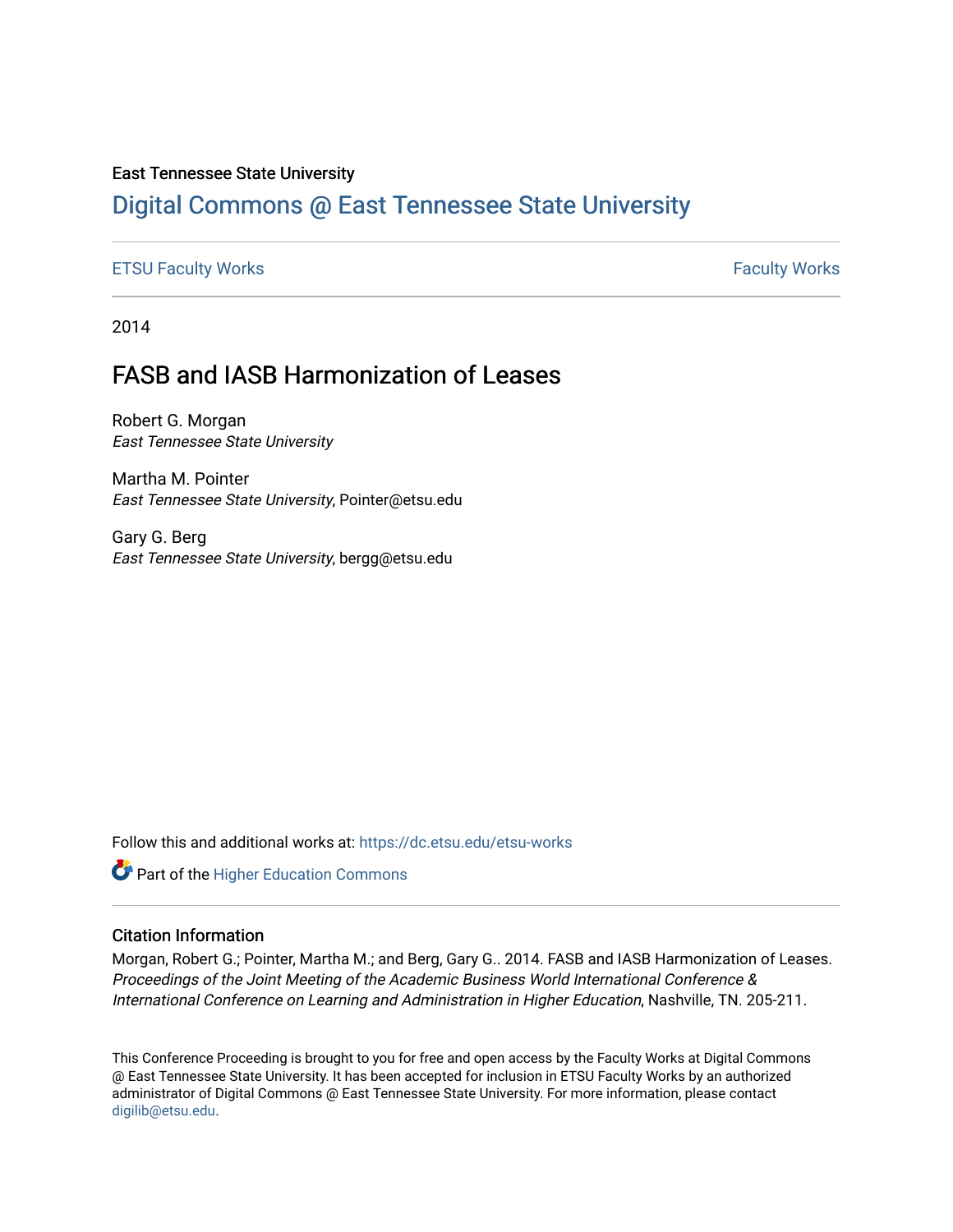East Tennessee State University

# Digital Commons @ East Tennessee State University

ETSU Faculty Works | Faculty Works

2014

## FASB and IASB Harmonization of Leases

Robert G. Morgan
*East Tennessee State University*

Martha M. Pointer
*East Tennessee State University*, Pointer@etsu.edu

Gary G. Berg
*East Tennessee State University*, bergg@etsu.edu

Follow this and additional works at: https://dc.etsu.edu/etsu-works

Part of the Higher Education Commons

### Citation Information

Morgan, Robert G.; Pointer, Martha M.; and Berg, Gary G.. 2014. FASB and IASB Harmonization of Leases. *Proceedings of the Joint Meeting of the Academic Business World International Conference & International Conference on Learning and Administration in Higher Education*, Nashville, TN. 205-211.

This Conference Proceeding is brought to you for free and open access by the Faculty Works at Digital Commons @ East Tennessee State University. It has been accepted for inclusion in ETSU Faculty Works by an authorized administrator of Digital Commons @ East Tennessee State University. For more information, please contact digilib@etsu.edu.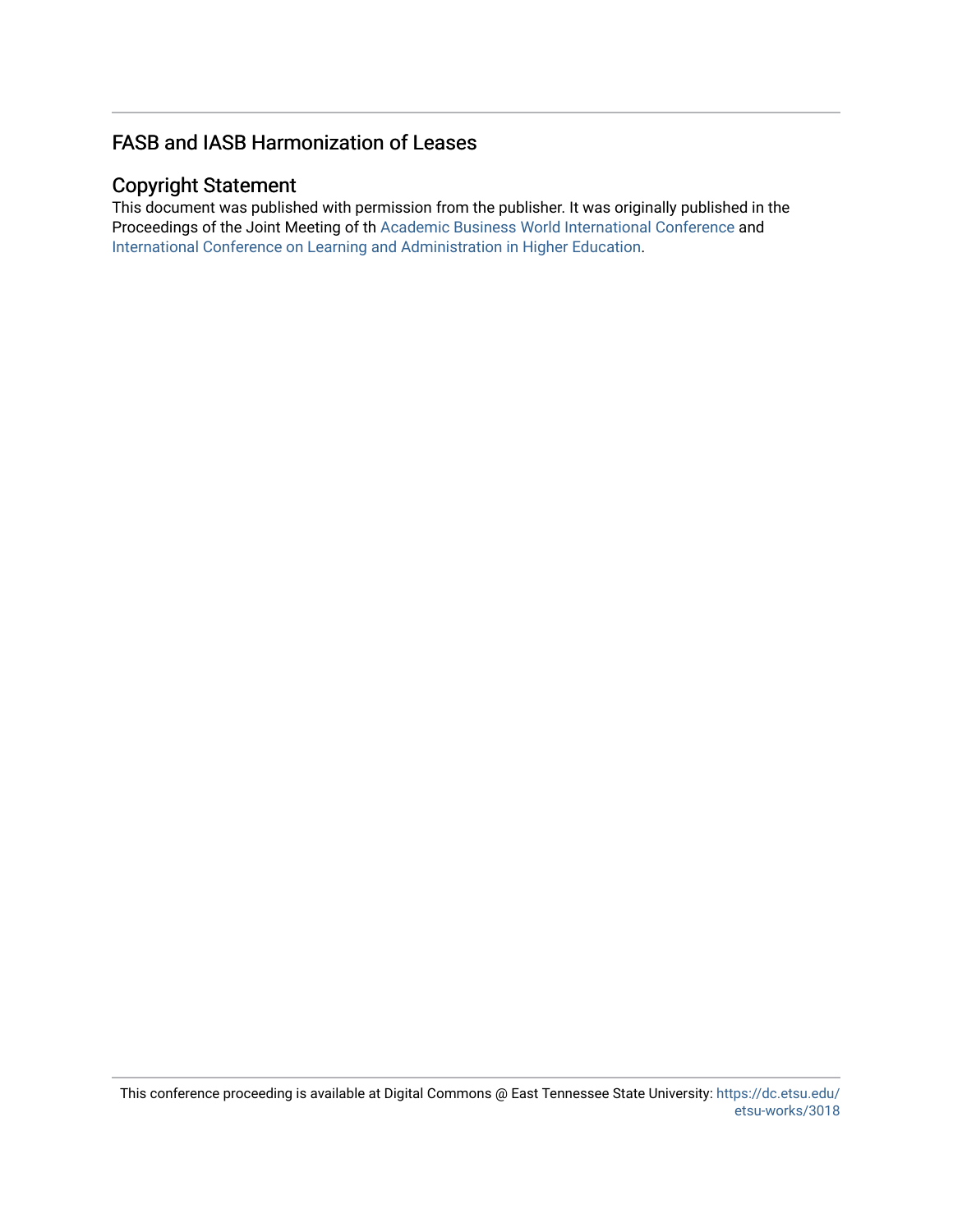## FASB and IASB Harmonization of Leases

### Copyright Statement

This document was published with permission from the publisher. It was originally published in the Proceedings of the Joint Meeting of th Academic Business World International Conference and International Conference on Learning and Administration in Higher Education.

This conference proceeding is available at Digital Commons @ East Tennessee State University: https://dc.etsu.edu/etsu-works/3018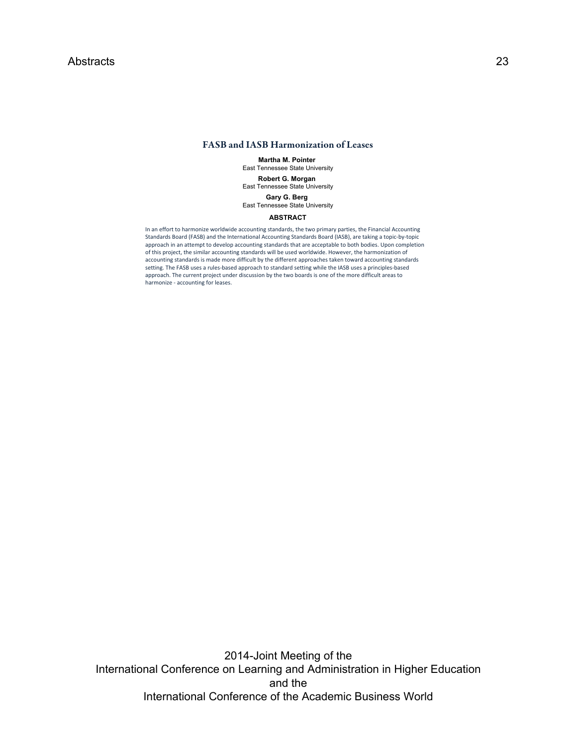# FASB and IASB Harmonization of Leases

**Martha M. Pointer**
East Tennessee State University

**Robert G. Morgan**
East Tennessee State University

**Gary G. Berg**
East Tennessee State University

**ABSTRACT**

In an effort to harmonize worldwide accounting standards, the two primary parties, the Financial Accounting Standards Board (FASB) and the International Accounting Standards Board (IASB), are taking a topic-by-topic approach in an attempt to develop accounting standards that are acceptable to both bodies. Upon completion of this project, the similar accounting standards will be used worldwide. However, the harmonization of accounting standards is made more difficult by the different approaches taken toward accounting standards setting. The FASB uses a rules-based approach to standard setting while the IASB uses a principles-based approach. The current project under discussion by the two boards is one of the more difficult areas to harmonize - accounting for leases.